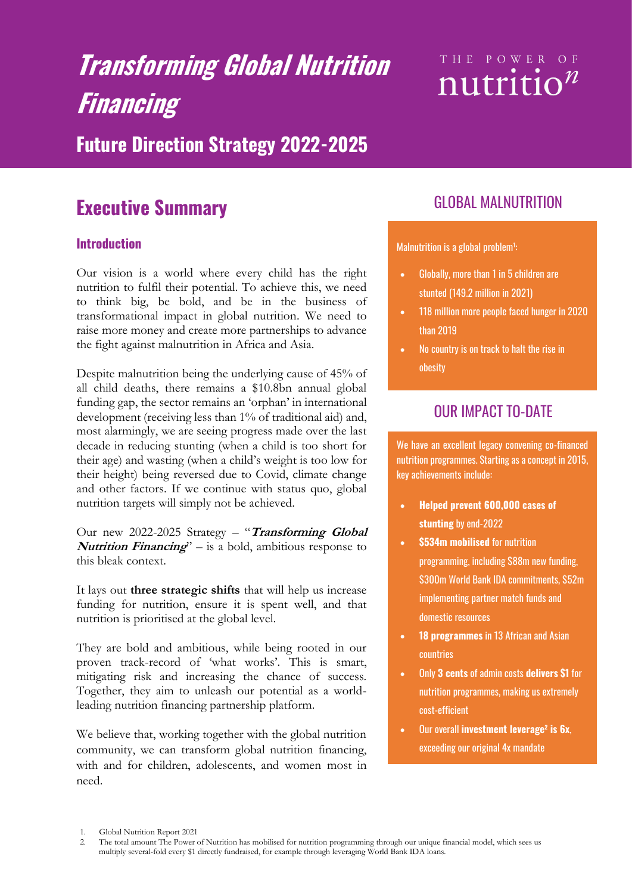# *Transforming Global Nutrition Financing*

THE POWER OF nutrition

## Future Direction Strategy 2022-2025

## Executive Summary

### Introduction

Our vision is a world where every child has the right nutrition to fulfil their potential. To achieve this, we need to think big, be bold, and be in the business of transformational impact in global nutrition. We need to raise more money and create more partnerships to advance the fight against malnutrition in Africa and Asia.

Despite malnutrition being the underlying cause of 45% of all child deaths, there remains a $10.8bn annual global funding gap, the sector remains an 'orphan' in international development (receiving less than 1% of traditional aid) and, most alarmingly, we are seeing progress made over the last decade in reducing stunting (when a child is too short for their age) and wasting (when a child's weight is too low for their height) being reversed due to Covid, climate change and other factors. If we continue with status quo, global nutrition targets will simply not be achieved.

Our new 2022-2025 Strategy – "***Transforming Global Nutrition Financing***" – is a bold, ambitious response to this bleak context.

It lays out **three strategic shifts** that will help us increase funding for nutrition, ensure it is spent well, and that nutrition is prioritised at the global level.

They are bold and ambitious, while being rooted in our proven track-record of 'what works'. This is smart, mitigating risk and increasing the chance of success. Together, they aim to unleash our potential as a world-leading nutrition financing partnership platform.

We believe that, working together with the global nutrition community, we can transform global nutrition financing, with and for children, adolescents, and women most in need.

## GLOBAL MALNUTRITION

Malnutrition is a global problem[1]:

- Globally, more than 1 in 5 children are stunted (149.2 million in 2021)
- 118 million more people faced hunger in 2020 than 2019
- No country is on track to halt the rise in obesity

## OUR IMPACT TO-DATE

We have an excellent legacy convening co-financed nutrition programmes. Starting as a concept in 2015, key achievements include:

- **Helped prevent 600,000 cases of stunting** by end-2022
- **$534m mobilised** for nutrition programming, including $88m new funding, $300m World Bank IDA commitments, $52m implementing partner match funds and domestic resources
- **18 programmes** in 13 African and Asian countries
- Only **3 cents** of admin costs **delivers $1** for nutrition programmes, making us extremely cost-efficient
- Our overall **investment leverage[2] is 6x**, exceeding our original 4x mandate

1. Global Nutrition Report 2021
2. The total amount The Power of Nutrition has mobilised for nutrition programming through our unique financial model, which sees us multiply several-fold every $1 directly fundraised, for example through leveraging World Bank IDA loans.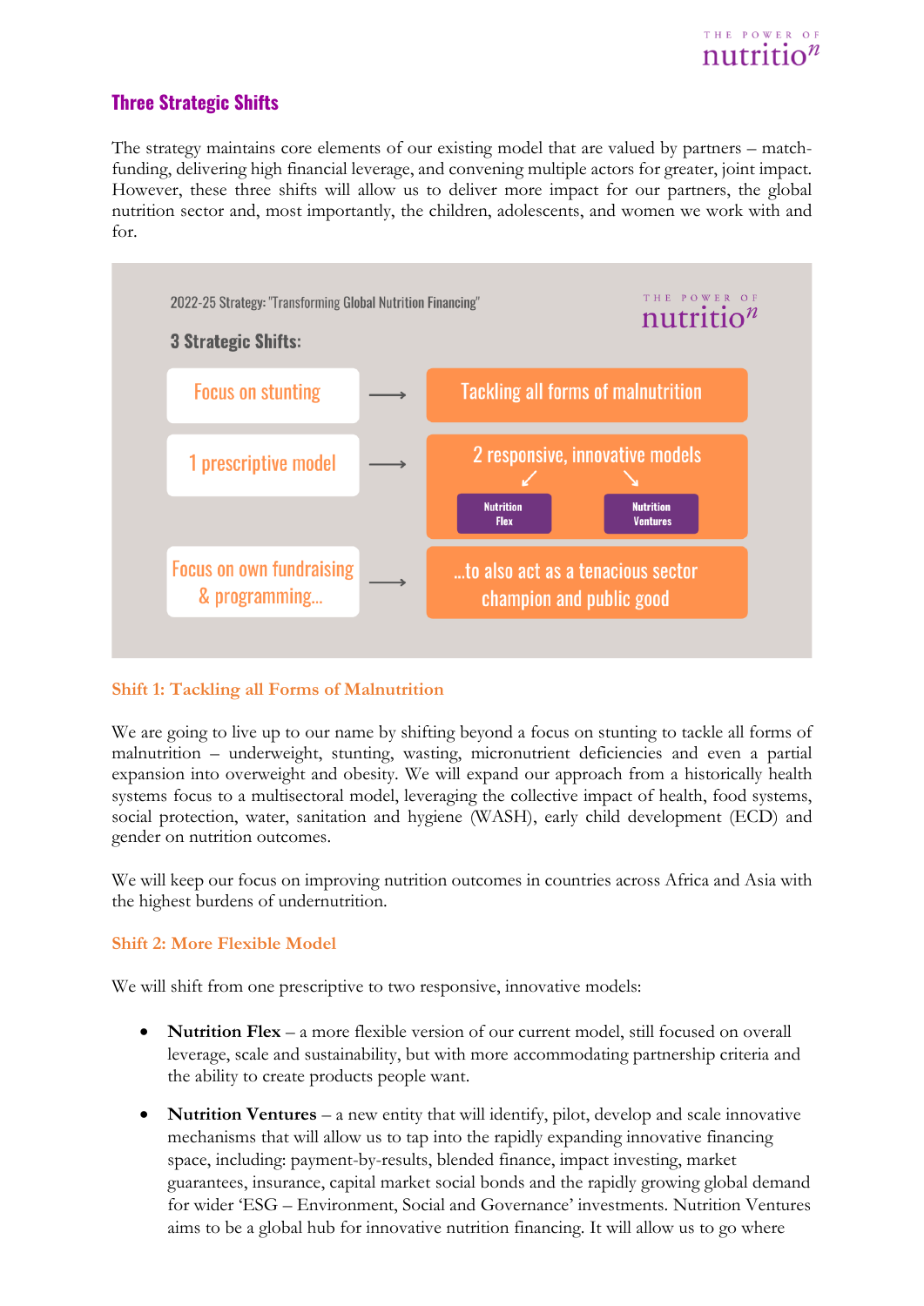## Three Strategic Shifts

The strategy maintains core elements of our existing model that are valued by partners – match-funding, delivering high financial leverage, and convening multiple actors for greater, joint impact. However, these three shifts will allow us to deliver more impact for our partners, the global nutrition sector and, most importantly, the children, adolescents, and women we work with and for.

2022-25 Strategy: "Transforming Global Nutrition Financing"

**3 Strategic Shifts:**

| From | | To |
|---|---|---|
| Focus on stunting | → | Tackling all forms of malnutrition |
| 1 prescriptive model | → | 2 responsive, innovative models: Nutrition Flex; Nutrition Ventures |
| Focus on own fundraising & programming… | → | …to also act as a tenacious sector champion and public good |

### Shift 1: Tackling all Forms of Malnutrition

We are going to live up to our name by shifting beyond a focus on stunting to tackle all forms of malnutrition – underweight, stunting, wasting, micronutrient deficiencies and even a partial expansion into overweight and obesity. We will expand our approach from a historically health systems focus to a multisectoral model, leveraging the collective impact of health, food systems, social protection, water, sanitation and hygiene (WASH), early child development (ECD) and gender on nutrition outcomes.

We will keep our focus on improving nutrition outcomes in countries across Africa and Asia with the highest burdens of undernutrition.

### Shift 2: More Flexible Model

We will shift from one prescriptive to two responsive, innovative models:

- **Nutrition Flex** – a more flexible version of our current model, still focused on overall leverage, scale and sustainability, but with more accommodating partnership criteria and the ability to create products people want.
- **Nutrition Ventures** – a new entity that will identify, pilot, develop and scale innovative mechanisms that will allow us to tap into the rapidly expanding innovative financing space, including: payment-by-results, blended finance, impact investing, market guarantees, insurance, capital market social bonds and the rapidly growing global demand for wider 'ESG – Environment, Social and Governance' investments. Nutrition Ventures aims to be a global hub for innovative nutrition financing. It will allow us to go where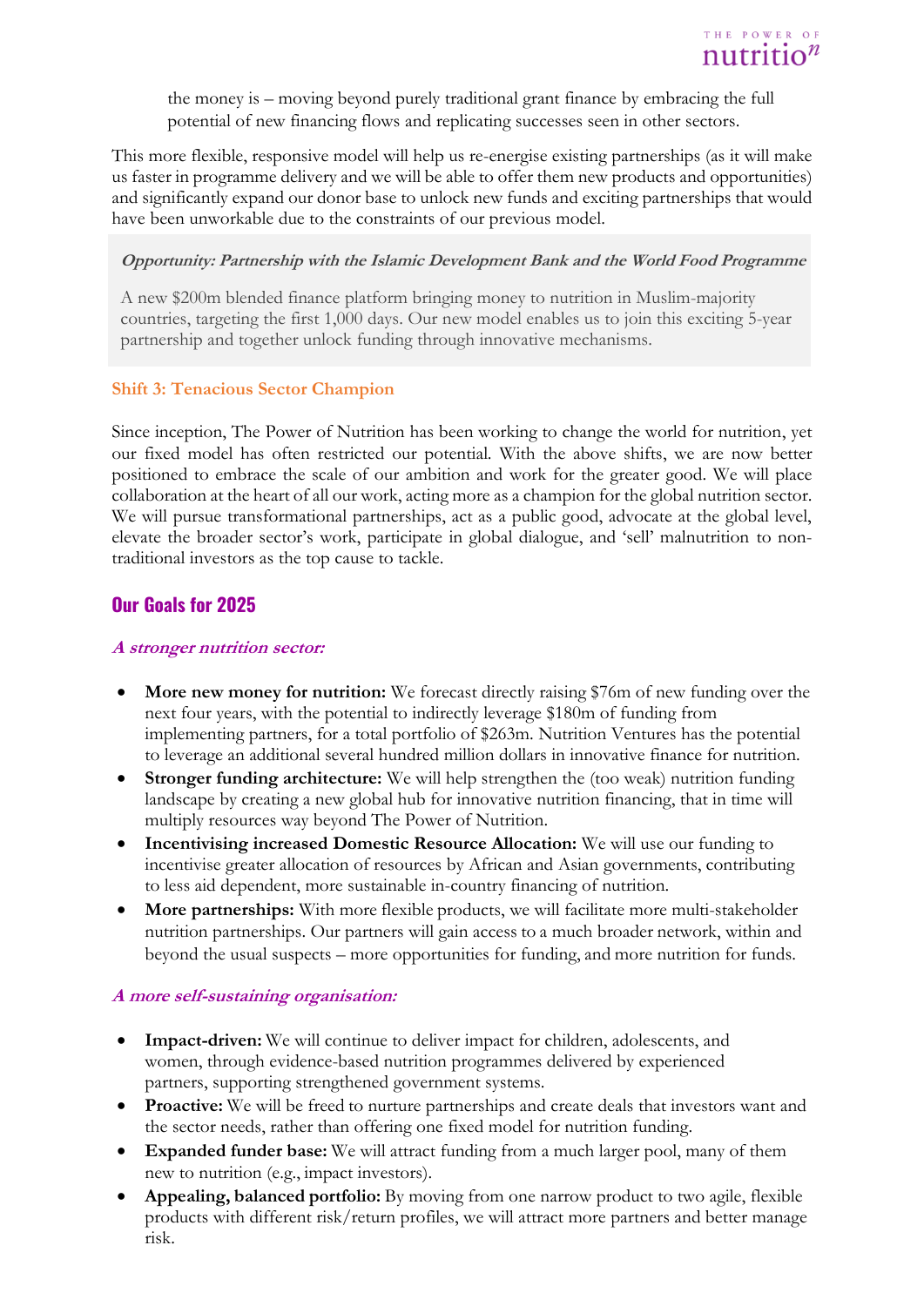the money is – moving beyond purely traditional grant finance by embracing the full potential of new financing flows and replicating successes seen in other sectors.

This more flexible, responsive model will help us re-energise existing partnerships (as it will make us faster in programme delivery and we will be able to offer them new products and opportunities) and significantly expand our donor base to unlock new funds and exciting partnerships that would have been unworkable due to the constraints of our previous model.

> ***Opportunity: Partnership with the Islamic Development Bank and the World Food Programme***
>
> A new $200m blended finance platform bringing money to nutrition in Muslim-majority countries, targeting the first 1,000 days. Our new model enables us to join this exciting 5-year partnership and together unlock funding through innovative mechanisms.

### Shift 3: Tenacious Sector Champion

Since inception, The Power of Nutrition has been working to change the world for nutrition, yet our fixed model has often restricted our potential. With the above shifts, we are now better positioned to embrace the scale of our ambition and work for the greater good. We will place collaboration at the heart of all our work, acting more as a champion for the global nutrition sector. We will pursue transformational partnerships, act as a public good, advocate at the global level, elevate the broader sector's work, participate in global dialogue, and 'sell' malnutrition to non-traditional investors as the top cause to tackle.

## Our Goals for 2025

***A stronger nutrition sector:***

- **More new money for nutrition:** We forecast directly raising $76m of new funding over the next four years, with the potential to indirectly leverage $180m of funding from implementing partners, for a total portfolio of $263m. Nutrition Ventures has the potential to leverage an additional several hundred million dollars in innovative finance for nutrition.
- **Stronger funding architecture:** We will help strengthen the (too weak) nutrition funding landscape by creating a new global hub for innovative nutrition financing, that in time will multiply resources way beyond The Power of Nutrition.
- **Incentivising increased Domestic Resource Allocation:** We will use our funding to incentivise greater allocation of resources by African and Asian governments, contributing to less aid dependent, more sustainable in-country financing of nutrition.
- **More partnerships:** With more flexible products, we will facilitate more multi-stakeholder nutrition partnerships. Our partners will gain access to a much broader network, within and beyond the usual suspects – more opportunities for funding, and more nutrition for funds.

***A more self-sustaining organisation:***

- **Impact-driven:** We will continue to deliver impact for children, adolescents, and women, through evidence-based nutrition programmes delivered by experienced partners, supporting strengthened government systems.
- **Proactive:** We will be freed to nurture partnerships and create deals that investors want and the sector needs, rather than offering one fixed model for nutrition funding.
- **Expanded funder base:** We will attract funding from a much larger pool, many of them new to nutrition (e.g., impact investors).
- **Appealing, balanced portfolio:** By moving from one narrow product to two agile, flexible products with different risk/return profiles, we will attract more partners and better manage risk.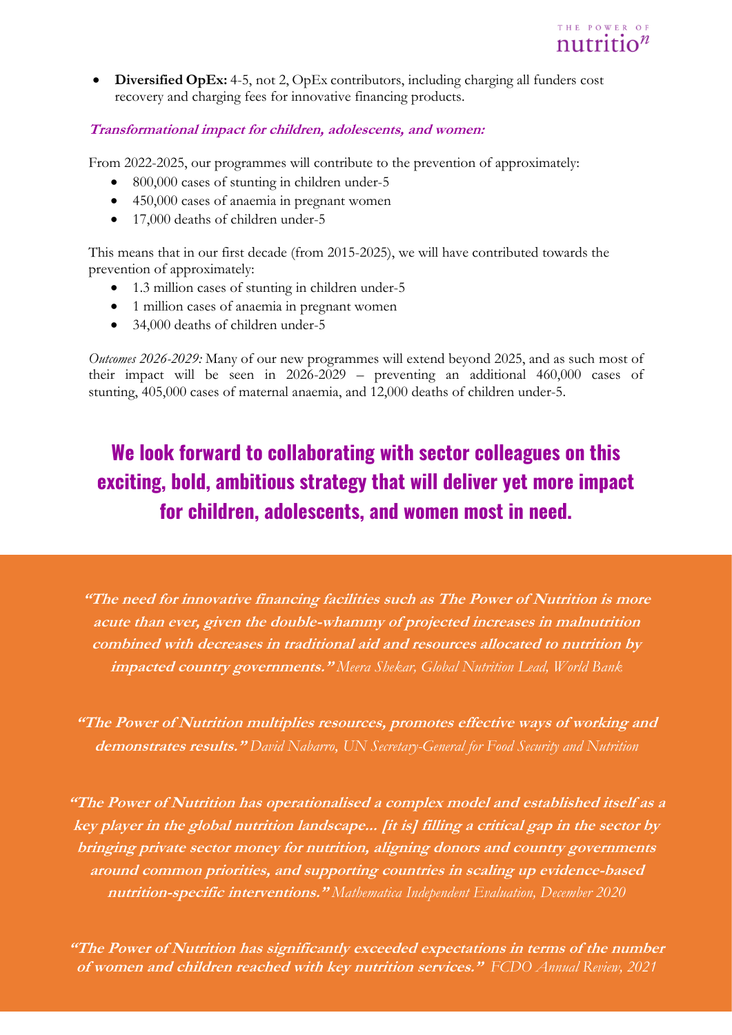- **Diversified OpEx:** 4-5, not 2, OpEx contributors, including charging all funders cost recovery and charging fees for innovative financing products.

***Transformational impact for children, adolescents, and women:***

From 2022-2025, our programmes will contribute to the prevention of approximately:

- 800,000 cases of stunting in children under-5
- 450,000 cases of anaemia in pregnant women
- 17,000 deaths of children under-5

This means that in our first decade (from 2015-2025), we will have contributed towards the prevention of approximately:

- 1.3 million cases of stunting in children under-5
- 1 million cases of anaemia in pregnant women
- 34,000 deaths of children under-5

*Outcomes 2026-2029:* Many of our new programmes will extend beyond 2025, and as such most of their impact will be seen in 2026-2029 – preventing an additional 460,000 cases of stunting, 405,000 cases of maternal anaemia, and 12,000 deaths of children under-5.

## We look forward to collaborating with sector colleagues on this exciting, bold, ambitious strategy that will deliver yet more impact for children, adolescents, and women most in need.

***"The need for innovative financing facilities such as The Power of Nutrition is more acute than ever, given the double-whammy of projected increases in malnutrition combined with decreases in traditional aid and resources allocated to nutrition by impacted country governments."*** *Meera Shekar, Global Nutrition Lead, World Bank*

***"The Power of Nutrition multiplies resources, promotes effective ways of working and demonstrates results."*** *David Nabarro, UN Secretary-General for Food Security and Nutrition*

***"The Power of Nutrition has operationalised a complex model and established itself as a key player in the global nutrition landscape... [it is] filling a critical gap in the sector by bringing private sector money for nutrition, aligning donors and country governments around common priorities, and supporting countries in scaling up evidence-based nutrition-specific interventions."*** *Mathematica Independent Evaluation, December 2020*

***"The Power of Nutrition has significantly exceeded expectations in terms of the number of women and children reached with key nutrition services."*** *FCDO Annual Review, 2021*